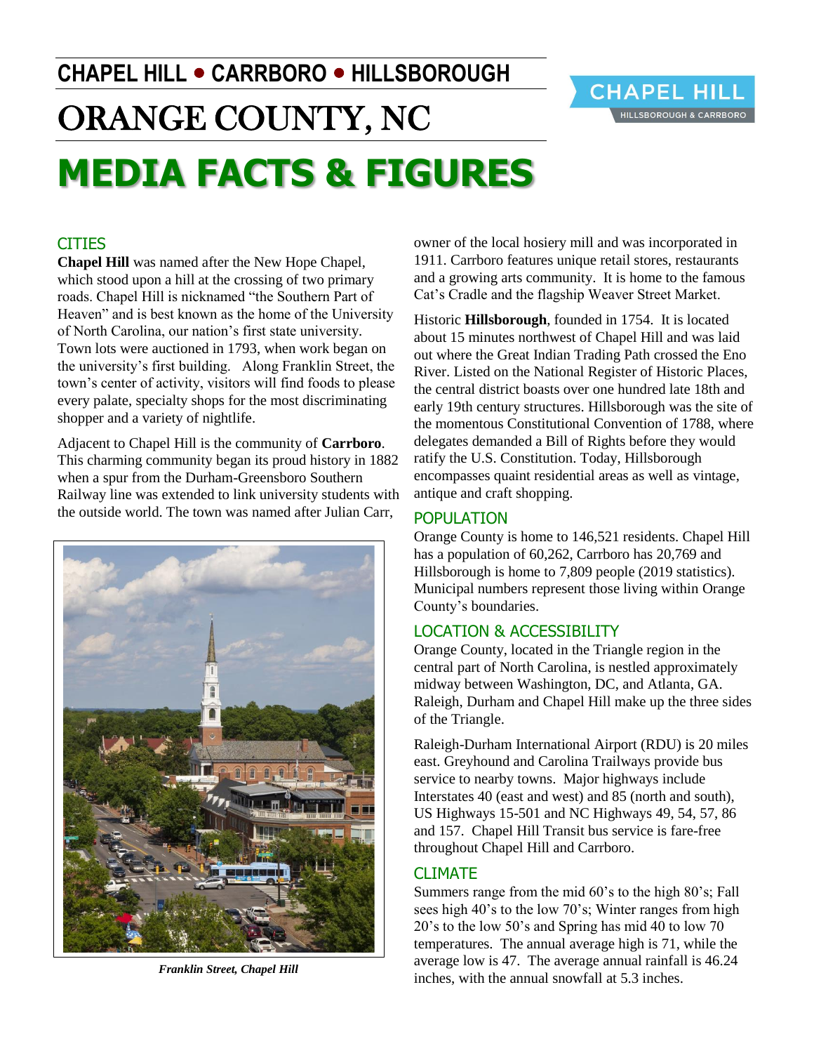# CHAPEL HILL • CARRBORO • HILLSBOROUGH

# ORANGE COUNTY, NC

# MEDIA FACTS & FIGURES

## CITIES

**Chapel Hill** was named after the New Hope Chapel, which stood upon a hill at the crossing of two primary roads. Chapel Hill is nicknamed "the Southern Part of Heaven" and is best known as the home of the University of North Carolina, our nation's first state university. Town lots were auctioned in 1793, when work began on the university's first building. Along Franklin Street, the town's center of activity, visitors will find foods to please every palate, specialty shops for the most discriminating shopper and a variety of nightlife.

Adjacent to Chapel Hill is the community of **Carrboro**. This charming community began its proud history in 1882 when a spur from the Durham-Greensboro Southern Railway line was extended to link university students with the outside world. The town was named after Julian Carr, owner of the local hosiery mill and was incorporated in 1911. Carrboro features unique retail stores, restaurants and a growing arts community. It is home to the famous Cat's Cradle and the flagship Weaver Street Market.

*Franklin Street, Chapel Hill*

Historic **Hillsborough**, founded in 1754. It is located about 15 minutes northwest of Chapel Hill and was laid out where the Great Indian Trading Path crossed the Eno River. Listed on the National Register of Historic Places, the central district boasts over one hundred late 18th and early 19th century structures. Hillsborough was the site of the momentous Constitutional Convention of 1788, where delegates demanded a Bill of Rights before they would ratify the U.S. Constitution. Today, Hillsborough encompasses quaint residential areas as well as vintage, antique and craft shopping.

## POPULATION

Orange County is home to 146,521 residents. Chapel Hill has a population of 60,262, Carrboro has 20,769 and Hillsborough is home to 7,809 people (2019 statistics). Municipal numbers represent those living within Orange County's boundaries.

## LOCATION & ACCESSIBILITY

Orange County, located in the Triangle region in the central part of North Carolina, is nestled approximately midway between Washington, DC, and Atlanta, GA. Raleigh, Durham and Chapel Hill make up the three sides of the Triangle.

Raleigh-Durham International Airport (RDU) is 20 miles east. Greyhound and Carolina Trailways provide bus service to nearby towns. Major highways include Interstates 40 (east and west) and 85 (north and south), US Highways 15-501 and NC Highways 49, 54, 57, 86 and 157. Chapel Hill Transit bus service is fare-free throughout Chapel Hill and Carrboro.

## CLIMATE

Summers range from the mid 60's to the high 80's; Fall sees high 40's to the low 70's; Winter ranges from high 20's to the low 50's and Spring has mid 40 to low 70 temperatures. The annual average high is 71, while the average low is 47. The average annual rainfall is 46.24 inches, with the annual snowfall at 5.3 inches.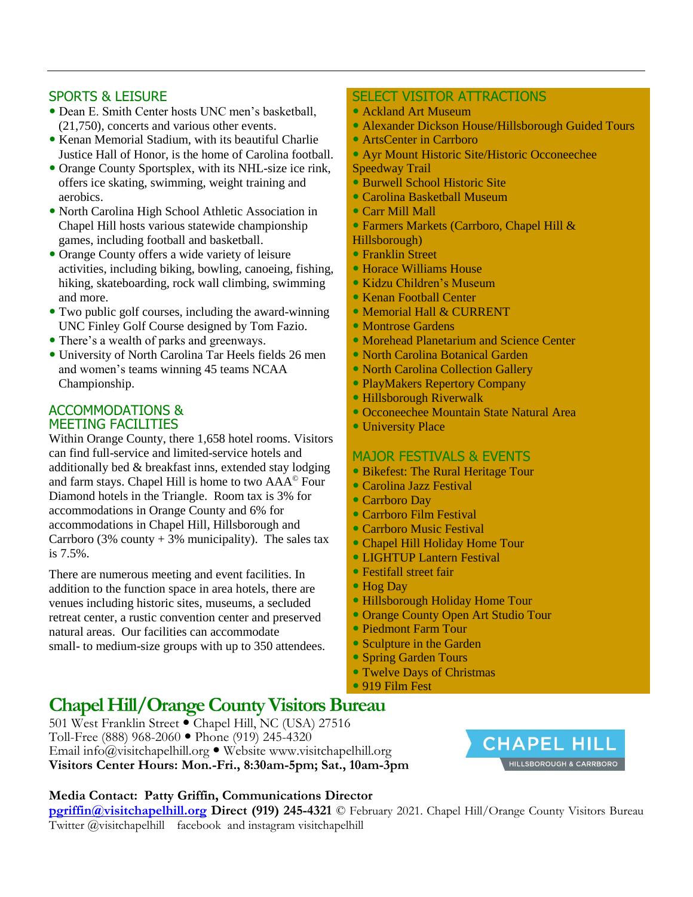## SPORTS & LEISURE

- Dean E. Smith Center hosts UNC men's basketball, (21,750), concerts and various other events.
- Kenan Memorial Stadium, with its beautiful Charlie Justice Hall of Honor, is the home of Carolina football.
- Orange County Sportsplex, with its NHL-size ice rink, offers ice skating, swimming, weight training and aerobics.
- North Carolina High School Athletic Association in Chapel Hill hosts various statewide championship games, including football and basketball.
- Orange County offers a wide variety of leisure activities, including biking, bowling, canoeing, fishing, hiking, skateboarding, rock wall climbing, swimming and more.
- Two public golf courses, including the award-winning UNC Finley Golf Course designed by Tom Fazio.
- There's a wealth of parks and greenways.
- University of North Carolina Tar Heels fields 26 men and women's teams winning 45 teams NCAA Championship.

## ACCOMMODATIONS & MEETING FACILITIES

Within Orange County, there 1,658 hotel rooms. Visitors can find full-service and limited-service hotels and additionally bed & breakfast inns, extended stay lodging and farm stays. Chapel Hill is home to two AAA© Four Diamond hotels in the Triangle. Room tax is 3% for accommodations in Orange County and 6% for accommodations in Chapel Hill, Hillsborough and Carrboro (3% county + 3% municipality). The sales tax is 7.5%.

There are numerous meeting and event facilities. In addition to the function space in area hotels, there are venues including historic sites, museums, a secluded retreat center, a rustic convention center and preserved natural areas. Our facilities can accommodate small- to medium-size groups with up to 350 attendees.

## SELECT VISITOR ATTRACTIONS

- Ackland Art Museum
- Alexander Dickson House/Hillsborough Guided Tours
- ArtsCenter in Carrboro
- Ayr Mount Historic Site/Historic Occoneechee Speedway Trail
- Burwell School Historic Site
- Carolina Basketball Museum
- Carr Mill Mall
- Farmers Markets (Carrboro, Chapel Hill & Hillsborough)
- Franklin Street
- Horace Williams House
- Kidzu Children's Museum
- Kenan Football Center
- Memorial Hall & CURRENT
- Montrose Gardens
- Morehead Planetarium and Science Center
- North Carolina Botanical Garden
- North Carolina Collection Gallery
- PlayMakers Repertory Company
- Hillsborough Riverwalk
- Occoneechee Mountain State Natural Area
- University Place

## MAJOR FESTIVALS & EVENTS

- Bikefest: The Rural Heritage Tour
- Carolina Jazz Festival
- Carrboro Day
- Carrboro Film Festival
- Carrboro Music Festival
- Chapel Hill Holiday Home Tour
- LIGHTUP Lantern Festival
- Festifall street fair
- Hog Day
- Hillsborough Holiday Home Tour
- Orange County Open Art Studio Tour
- Piedmont Farm Tour
- Sculpture in the Garden
- Spring Garden Tours
- Twelve Days of Christmas
- 919 Film Fest

# Chapel Hill/Orange County Visitors Bureau

501 West Franklin Street • Chapel Hill, NC (USA) 27516
Toll-Free (888) 968-2060 • Phone (919) 245-4320
Email info@visitchapelhill.org • Website www.visitchapelhill.org
**Visitors Center Hours: Mon.-Fri., 8:30am-5pm; Sat., 10am-3pm**

CHAPEL HILL
HILLSBOROUGH & CARRBORO

**Media Contact: Patty Griffin, Communications Director**
**pgriffin@visitchapelhill.org Direct (919) 245-4321** © February 2021. Chapel Hill/Orange County Visitors Bureau
Twitter @visitchapelhill facebook and instagram visitchapelhill